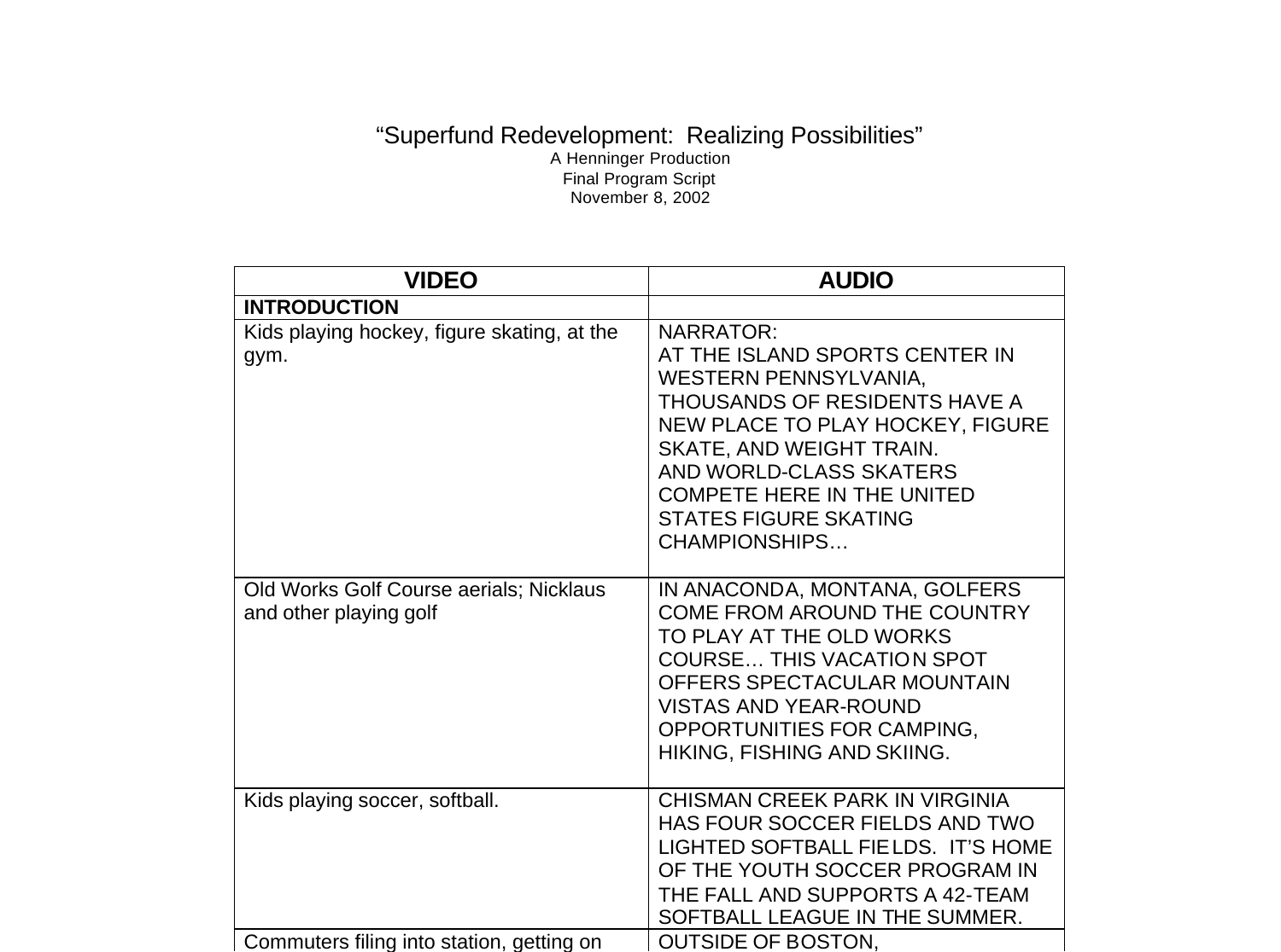“Superfund Redevelopment:  Realizing Possibilities”

A Henninger Production

Final Program Script

November 8, 2002

| VIDEO | AUDIO |
|---|---|
| **INTRODUCTION** | |
| Kids playing hockey, figure skating, at the gym. | NARRATOR:<br>AT THE ISLAND SPORTS CENTER IN WESTERN PENNSYLVANIA, THOUSANDS OF RESIDENTS HAVE A NEW PLACE TO PLAY HOCKEY, FIGURE SKATE, AND WEIGHT TRAIN.<br>AND WORLD-CLASS SKATERS COMPETE HERE IN THE UNITED STATES FIGURE SKATING CHAMPIONSHIPS… |
| Old Works Golf Course aerials; Nicklaus and other playing golf | IN ANACONDA, MONTANA, GOLFERS COME FROM AROUND THE COUNTRY TO PLAY AT THE OLD WORKS COURSE… THIS VACATION SPOT OFFERS SPECTACULAR MOUNTAIN VISTAS AND YEAR-ROUND OPPORTUNITIES FOR CAMPING, HIKING, FISHING AND SKIING. |
| Kids playing soccer, softball. | CHISMAN CREEK PARK IN VIRGINIA HAS FOUR SOCCER FIELDS AND TWO LIGHTED SOFTBALL FIELDS.  IT’S HOME OF THE YOUTH SOCCER PROGRAM IN THE FALL AND SUPPORTS A 42-TEAM SOFTBALL LEAGUE IN THE SUMMER. |
| Commuters filing into station, getting on | OUTSIDE OF BOSTON, |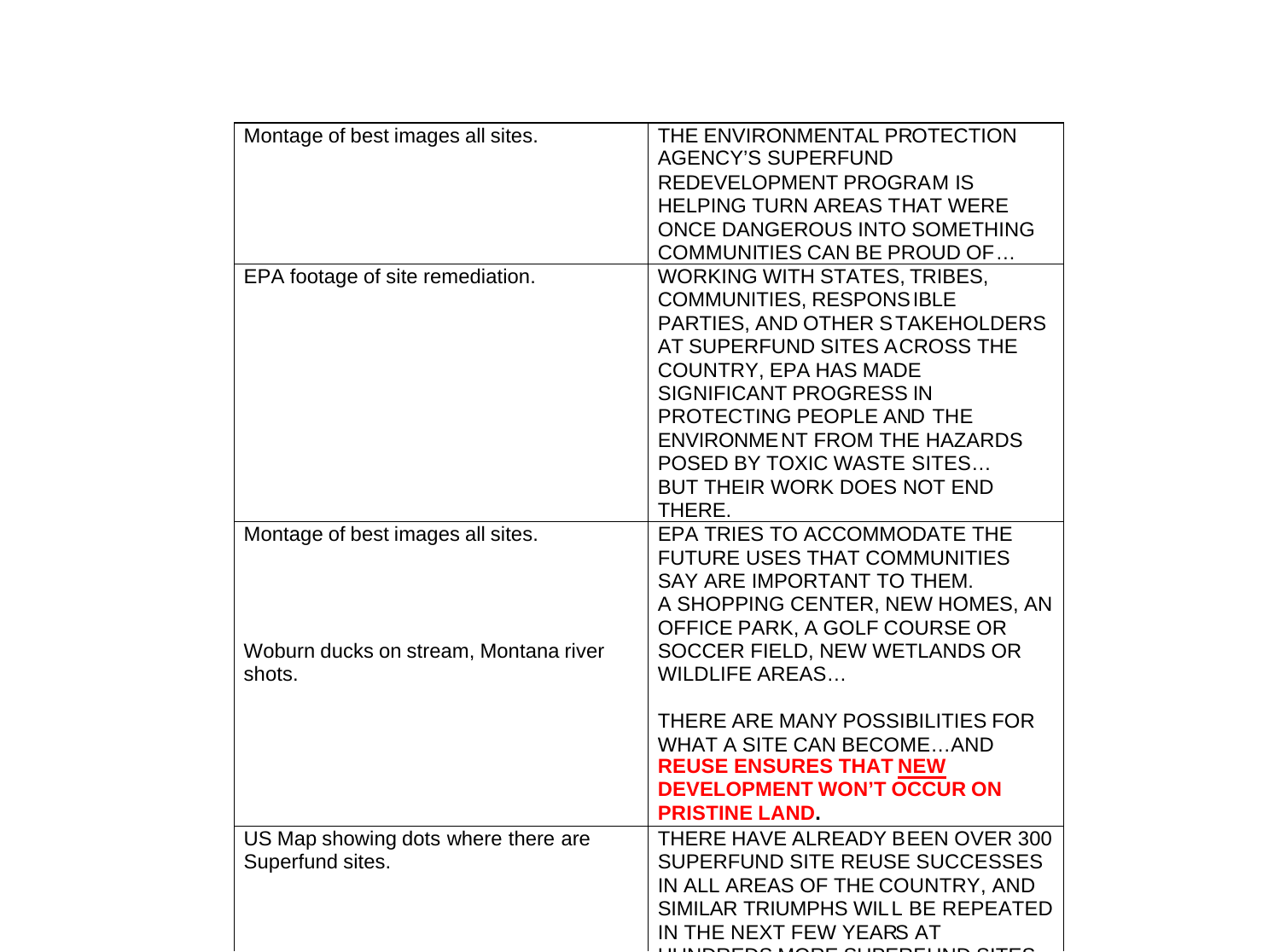| | |
|---|---|
| Montage of best images all sites. | THE ENVIRONMENTAL PROTECTION AGENCY'S SUPERFUND REDEVELOPMENT PROGRAM IS HELPING TURN AREAS THAT WERE ONCE DANGEROUS INTO SOMETHING COMMUNITIES CAN BE PROUD OF… |
| EPA footage of site remediation. | WORKING WITH STATES, TRIBES, COMMUNITIES, RESPONSIBLE PARTIES, AND OTHER STAKEHOLDERS AT SUPERFUND SITES ACROSS THE COUNTRY, EPA HAS MADE SIGNIFICANT PROGRESS IN PROTECTING PEOPLE AND THE ENVIRONMENT FROM THE HAZARDS POSED BY TOXIC WASTE SITES… BUT THEIR WORK DOES NOT END THERE. |
| Montage of best images all sites.<br><br>Woburn ducks on stream, Montana river shots. | EPA TRIES TO ACCOMMODATE THE FUTURE USES THAT COMMUNITIES SAY ARE IMPORTANT TO THEM. A SHOPPING CENTER, NEW HOMES, AN OFFICE PARK, A GOLF COURSE OR SOCCER FIELD, NEW WETLANDS OR WILDLIFE AREAS…<br><br>THERE ARE MANY POSSIBILITIES FOR WHAT A SITE CAN BECOME…AND **REUSE ENSURES THAT NEW DEVELOPMENT WON'T OCCUR ON PRISTINE LAND.** |
| US Map showing dots where there are Superfund sites. | THERE HAVE ALREADY BEEN OVER 300 SUPERFUND SITE REUSE SUCCESSES IN ALL AREAS OF THE COUNTRY, AND SIMILAR TRIUMPHS WILL BE REPEATED IN THE NEXT FEW YEARS AT HUNDREDS MORE SUPERFUND SITES |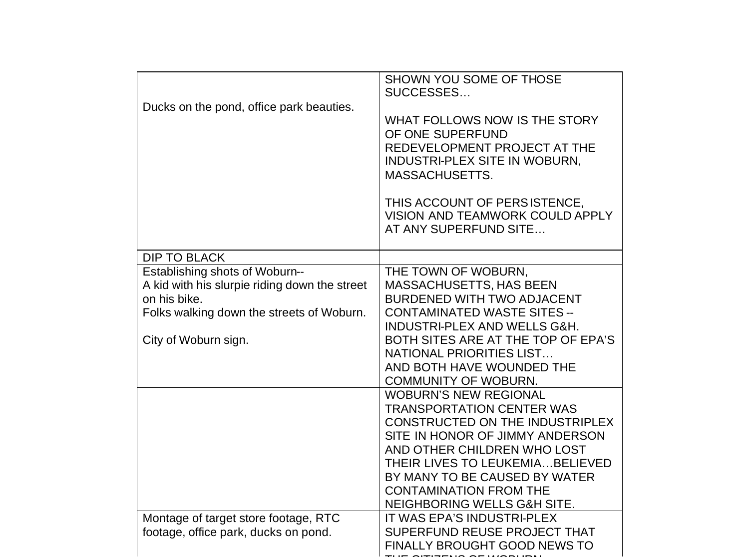| | |
|---|---|
| Ducks on the pond, office park beauties. | SHOWN YOU SOME OF THOSE SUCCESSES… <br><br> WHAT FOLLOWS NOW IS THE STORY OF ONE SUPERFUND REDEVELOPMENT PROJECT AT THE INDUSTRI-PLEX SITE IN WOBURN, MASSACHUSETTS. <br><br> THIS ACCOUNT OF PERSISTENCE, VISION AND TEAMWORK COULD APPLY AT ANY SUPERFUND SITE… |
| DIP TO BLACK | |
| Establishing shots of Woburn-- <br> A kid with his slurpie riding down the street on his bike. <br> Folks walking down the streets of Woburn. <br><br> City of Woburn sign. | THE TOWN OF WOBURN, MASSACHUSETTS, HAS BEEN BURDENED WITH TWO ADJACENT CONTAMINATED WASTE SITES -- INDUSTRI-PLEX AND WELLS G&H. BOTH SITES ARE AT THE TOP OF EPA'S NATIONAL PRIORITIES LIST… <br> AND BOTH HAVE WOUNDED THE COMMUNITY OF WOBURN. |
| | WOBURN'S NEW REGIONAL TRANSPORTATION CENTER WAS CONSTRUCTED ON THE INDUSTRIPLEX SITE IN HONOR OF JIMMY ANDERSON AND OTHER CHILDREN WHO LOST THEIR LIVES TO LEUKEMIA…BELIEVED BY MANY TO BE CAUSED BY WATER CONTAMINATION FROM THE NEIGHBORING WELLS G&H SITE. |
| Montage of target store footage, RTC footage, office park, ducks on pond. | IT WAS EPA'S INDUSTRI-PLEX SUPERFUND REUSE PROJECT THAT FINALLY BROUGHT GOOD NEWS TO THE CITIZENS OF WOBURN |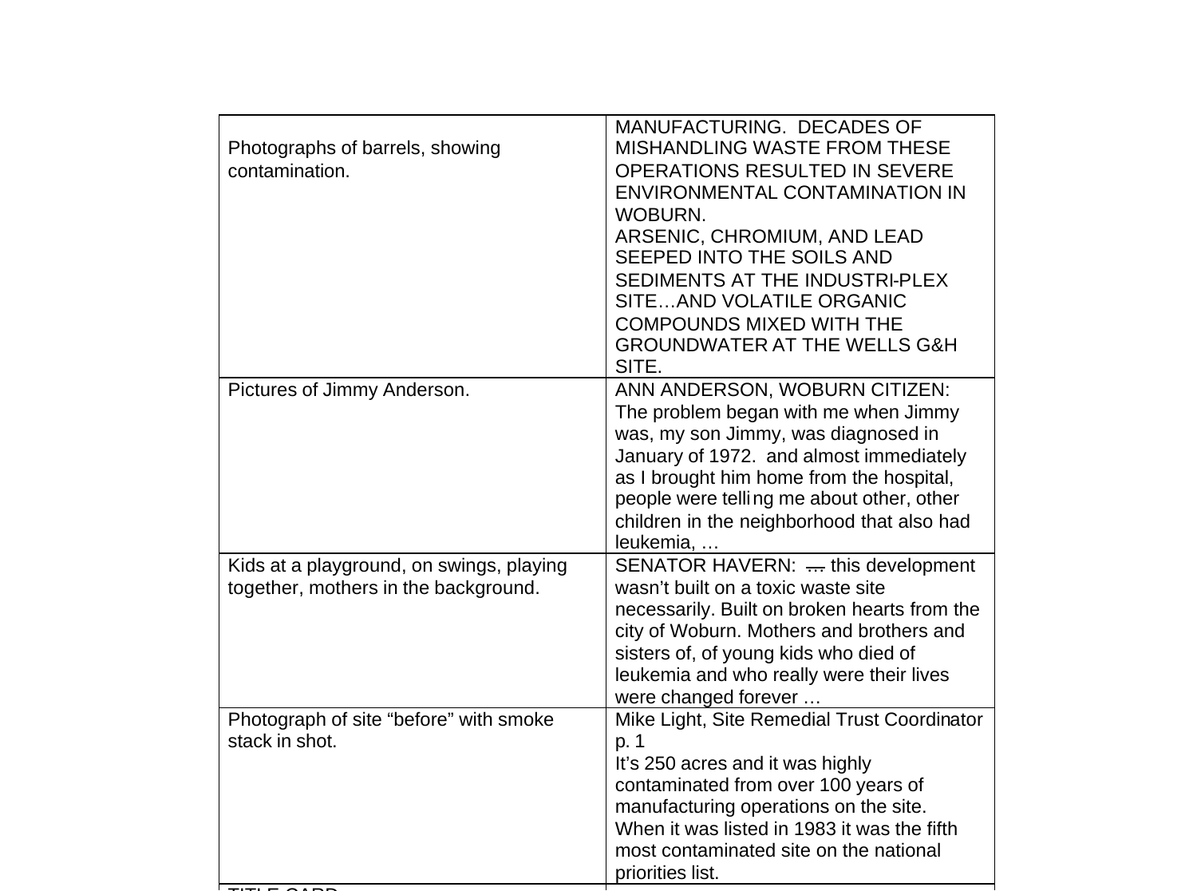| | |
|---|---|
| Photographs of barrels, showing contamination. | MANUFACTURING. DECADES OF MISHANDLING WASTE FROM THESE OPERATIONS RESULTED IN SEVERE ENVIRONMENTAL CONTAMINATION IN WOBURN.<br>ARSENIC, CHROMIUM, AND LEAD SEEPED INTO THE SOILS AND SEDIMENTS AT THE INDUSTRI-PLEX SITE…AND VOLATILE ORGANIC COMPOUNDS MIXED WITH THE GROUNDWATER AT THE WELLS G&H SITE. |
| Pictures of Jimmy Anderson. | ANN ANDERSON, WOBURN CITIZEN: The problem began with me when Jimmy was, my son Jimmy, was diagnosed in January of 1972. and almost immediately as I brought him home from the hospital, people were telling me about other, other children in the neighborhood that also had leukemia, … |
| Kids at a playground, on swings, playing together, mothers in the background. | SENATOR HAVERN: … this development wasn't built on a toxic waste site necessarily. Built on broken hearts from the city of Woburn. Mothers and brothers and sisters of, of young kids who died of leukemia and who really were their lives were changed forever … |
| Photograph of site "before" with smoke stack in shot. | Mike Light, Site Remedial Trust Coordinator p. 1<br>It's 250 acres and it was highly contaminated from over 100 years of manufacturing operations on the site. When it was listed in 1983 it was the fifth most contaminated site on the national priorities list. |
| TITLE CARD | |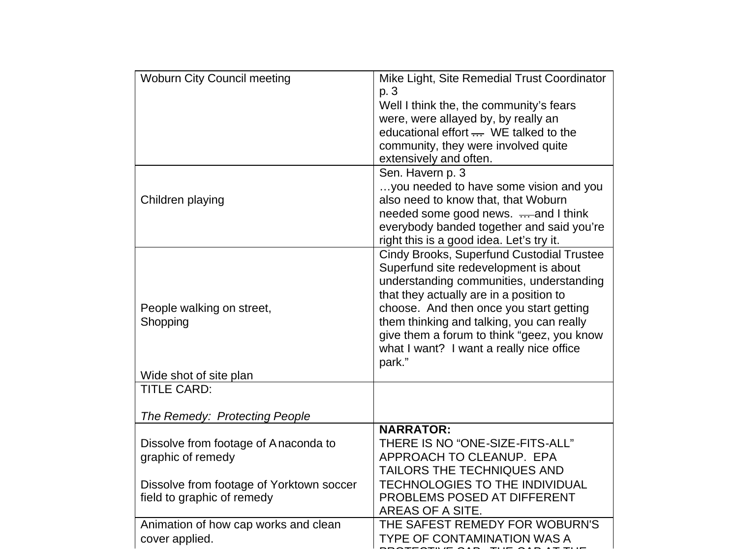| | |
|---|---|
| Woburn City Council meeting | Mike Light, Site Remedial Trust Coordinator p. 3<br>Well I think the, the community's fears were, were allayed by, by really an educational effort …  WE talked to the community, they were involved quite extensively and often. |
| Children playing | Sen. Havern p. 3<br>…you needed to have some vision and you also need to know that, that Woburn needed some good news.  … and I think everybody banded together and said you're right this is a good idea. Let's try it. |
| People walking on street,<br>Shopping<br><br>Wide shot of site plan | Cindy Brooks, Superfund Custodial Trustee<br>Superfund site redevelopment is about understanding communities, understanding that they actually are in a position to choose.  And then once you start getting them thinking and talking, you can really give them a forum to think "geez, you know what I want?  I want a really nice office park." |
| TITLE CARD:<br><br>*The Remedy:  Protecting People* | |
| Dissolve from footage of Anaconda to graphic of remedy<br><br>Dissolve from footage of Yorktown soccer field to graphic of remedy | **NARRATOR:**<br>THERE IS NO "ONE-SIZE-FITS-ALL" APPROACH TO CLEANUP.  EPA TAILORS THE TECHNIQUES AND TECHNOLOGIES TO THE INDIVIDUAL PROBLEMS POSED AT DIFFERENT AREAS OF A SITE. |
| Animation of how cap works and clean cover applied. | THE SAFEST REMEDY FOR WOBURN'S TYPE OF CONTAMINATION WAS A |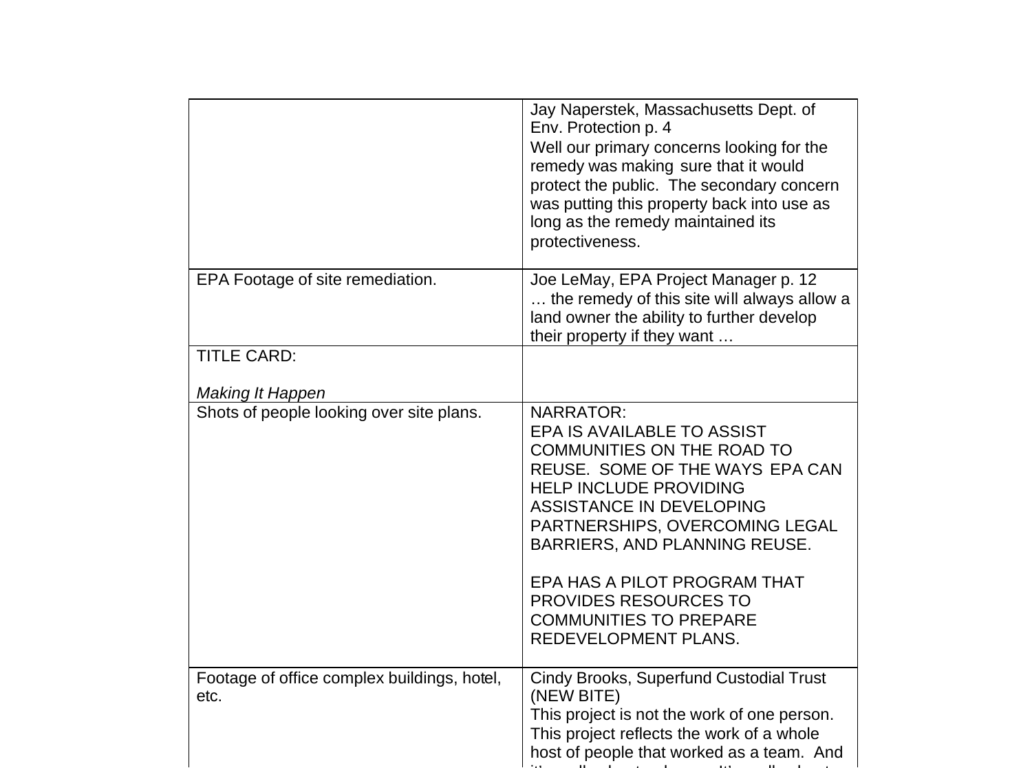| | |
|---|---|
| | Jay Naperstek, Massachusetts Dept. of Env. Protection p. 4<br>Well our primary concerns looking for the remedy was making sure that it would protect the public. The secondary concern was putting this property back into use as long as the remedy maintained its protectiveness. |
| EPA Footage of site remediation. | Joe LeMay, EPA Project Manager p. 12<br>… the remedy of this site will always allow a land owner the ability to further develop their property if they want … |
| TITLE CARD:<br><br>*Making It Happen* | |
| Shots of people looking over site plans. | NARRATOR:<br>EPA IS AVAILABLE TO ASSIST COMMUNITIES ON THE ROAD TO REUSE. SOME OF THE WAYS EPA CAN HELP INCLUDE PROVIDING ASSISTANCE IN DEVELOPING PARTNERSHIPS, OVERCOMING LEGAL BARRIERS, AND PLANNING REUSE.<br><br>EPA HAS A PILOT PROGRAM THAT PROVIDES RESOURCES TO COMMUNITIES TO PREPARE REDEVELOPMENT PLANS. |
| Footage of office complex buildings, hotel, etc. | Cindy Brooks, Superfund Custodial Trust (NEW BITE)<br>This project is not the work of one person. This project reflects the work of a whole host of people that worked as a team. And |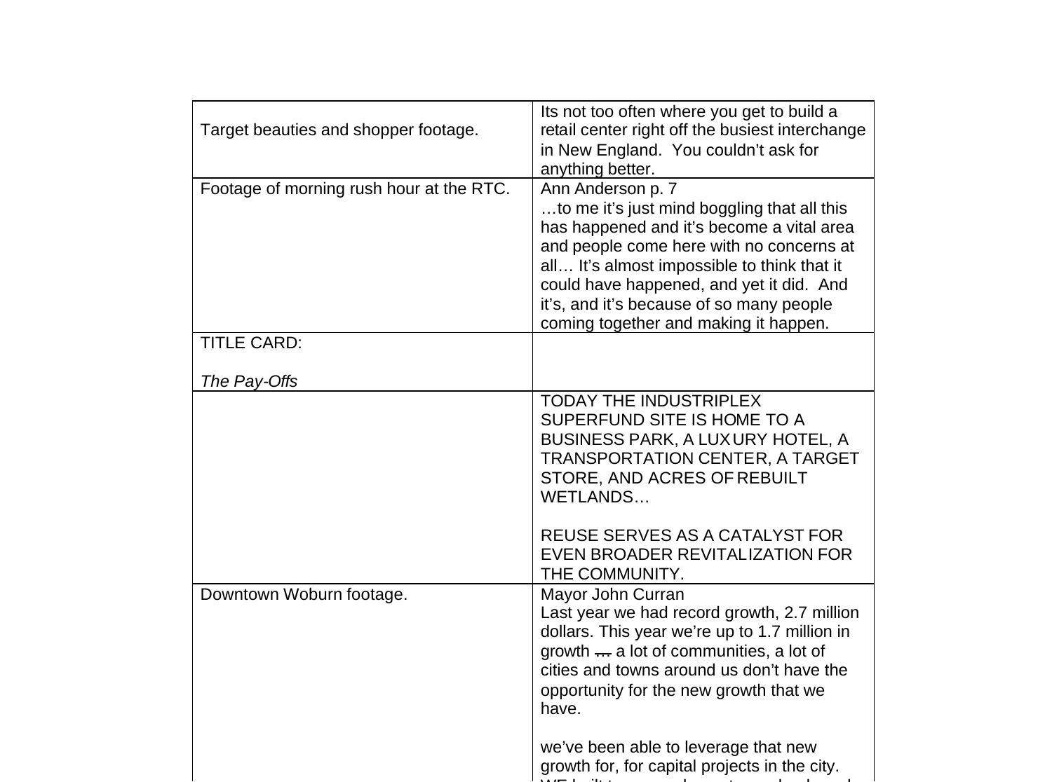| | |
|---|---|
| Target beauties and shopper footage. | Its not too often where you get to build a retail center right off the busiest interchange in New England. You couldn't ask for anything better. |
| Footage of morning rush hour at the RTC. | Ann Anderson p. 7<br>…to me it's just mind boggling that all this has happened and it's become a vital area and people come here with no concerns at all… It's almost impossible to think that it could have happened, and yet it did. And it's, and it's because of so many people coming together and making it happen. |
| TITLE CARD:<br><br>*The Pay-Offs* | |
| | TODAY THE INDUSTRIPLEX SUPERFUND SITE IS HOME TO A BUSINESS PARK, A LUXURY HOTEL, A TRANSPORTATION CENTER, A TARGET STORE, AND ACRES OF REBUILT WETLANDS…<br><br>REUSE SERVES AS A CATALYST FOR EVEN BROADER REVITALIZATION FOR THE COMMUNITY. |
| Downtown Woburn footage. | Mayor John Curran<br>Last year we had record growth, 2.7 million dollars. This year we're up to 1.7 million in growth ~~…~~ a lot of communities, a lot of cities and towns around us don't have the opportunity for the new growth that we have.<br><br>we've been able to leverage that new growth for, for capital projects in the city. |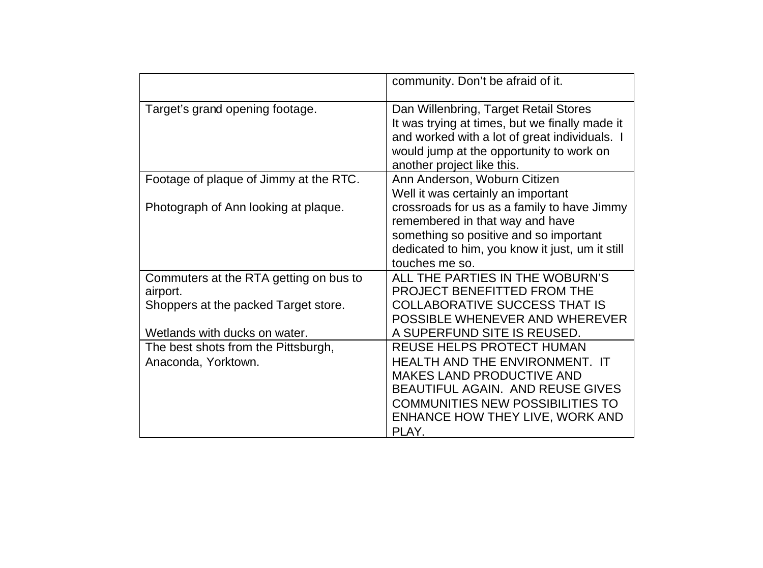| | |
|---|---|
| | community. Don't be afraid of it. |
| Target's grand opening footage. | Dan Willenbring, Target Retail Stores<br>It was trying at times, but we finally made it and worked with a lot of great individuals. I would jump at the opportunity to work on another project like this. |
| Footage of plaque of Jimmy at the RTC.<br><br>Photograph of Ann looking at plaque. | Ann Anderson, Woburn Citizen<br>Well it was certainly an important crossroads for us as a family to have Jimmy remembered in that way and have something so positive and so important dedicated to him, you know it just, um it still touches me so. |
| Commuters at the RTA getting on bus to airport.<br>Shoppers at the packed Target store.<br><br>Wetlands with ducks on water. | ALL THE PARTIES IN THE WOBURN'S PROJECT BENEFITTED FROM THE COLLABORATIVE SUCCESS THAT IS POSSIBLE WHENEVER AND WHEREVER A SUPERFUND SITE IS REUSED. |
| The best shots from the Pittsburgh, Anaconda, Yorktown. | REUSE HELPS PROTECT HUMAN HEALTH AND THE ENVIRONMENT. IT MAKES LAND PRODUCTIVE AND BEAUTIFUL AGAIN. AND REUSE GIVES COMMUNITIES NEW POSSIBILITIES TO ENHANCE HOW THEY LIVE, WORK AND PLAY. |